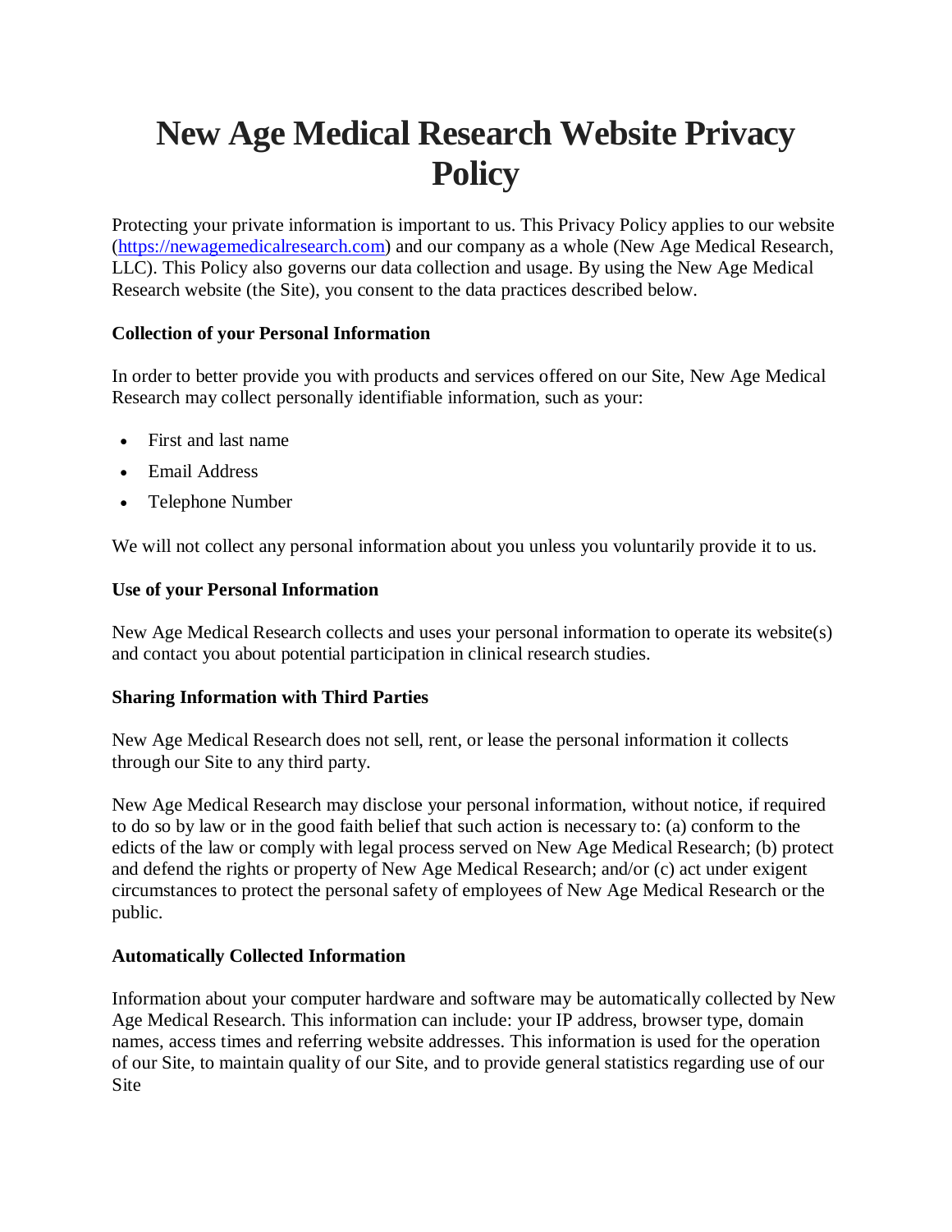# New Age Medical Research Website Privacy Policy

Protecting your private information is important to us. This Privacy Policy applies to our website ([https://newagemedicalresearch.com](https://newagemedicalresearch.com)) and our company as a whole (New Age Medical Research, LLC). This Policy also governs our data collection and usage. By using the New Age Medical Research website (the Site), you consent to the data practices described below.

**Collection of your Personal Information**

In order to better provide you with products and services offered on our Site, New Age Medical Research may collect personally identifiable information, such as your:

- First and last name
- Email Address
- Telephone Number

We will not collect any personal information about you unless you voluntarily provide it to us.

**Use of your Personal Information**

New Age Medical Research collects and uses your personal information to operate its website(s) and contact you about potential participation in clinical research studies.

**Sharing Information with Third Parties**

New Age Medical Research does not sell, rent, or lease the personal information it collects through our Site to any third party.

New Age Medical Research may disclose your personal information, without notice, if required to do so by law or in the good faith belief that such action is necessary to: (a) conform to the edicts of the law or comply with legal process served on New Age Medical Research; (b) protect and defend the rights or property of New Age Medical Research; and/or (c) act under exigent circumstances to protect the personal safety of employees of New Age Medical Research or the public.

**Automatically Collected Information**

Information about your computer hardware and software may be automatically collected by New Age Medical Research. This information can include: your IP address, browser type, domain names, access times and referring website addresses. This information is used for the operation of our Site, to maintain quality of our Site, and to provide general statistics regarding use of our Site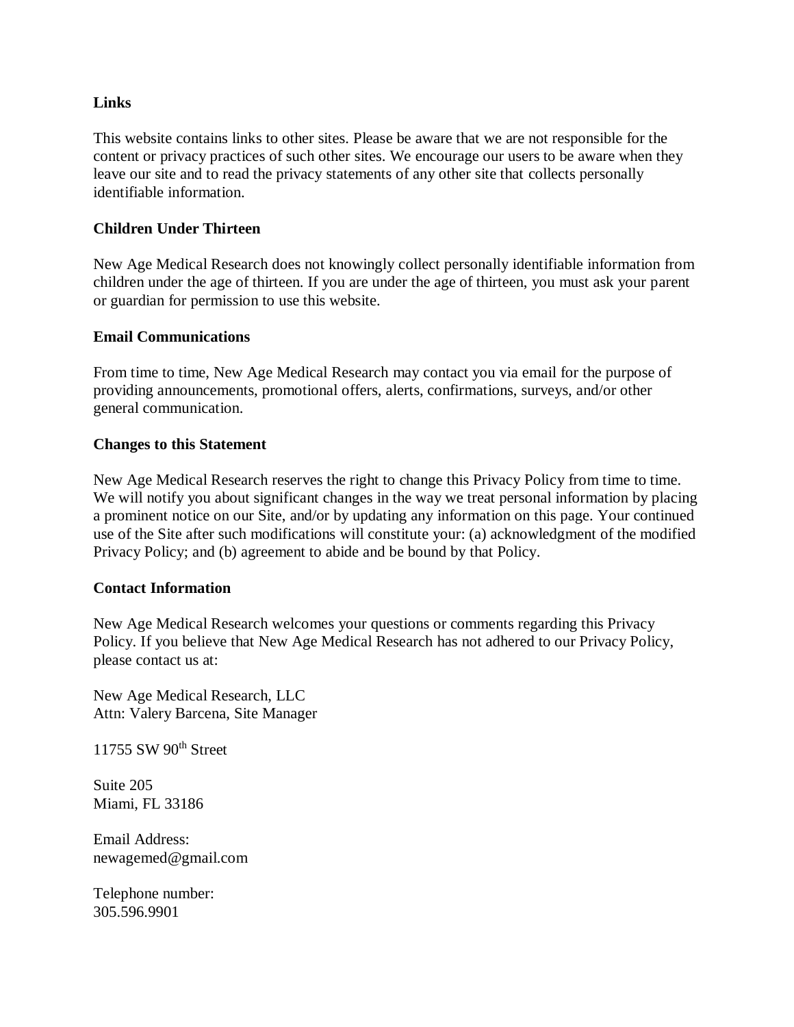**Links**

This website contains links to other sites. Please be aware that we are not responsible for the content or privacy practices of such other sites. We encourage our users to be aware when they leave our site and to read the privacy statements of any other site that collects personally identifiable information.

**Children Under Thirteen**

New Age Medical Research does not knowingly collect personally identifiable information from children under the age of thirteen. If you are under the age of thirteen, you must ask your parent or guardian for permission to use this website.

**Email Communications**

From time to time, New Age Medical Research may contact you via email for the purpose of providing announcements, promotional offers, alerts, confirmations, surveys, and/or other general communication.

**Changes to this Statement**

New Age Medical Research reserves the right to change this Privacy Policy from time to time. We will notify you about significant changes in the way we treat personal information by placing a prominent notice on our Site, and/or by updating any information on this page. Your continued use of the Site after such modifications will constitute your: (a) acknowledgment of the modified Privacy Policy; and (b) agreement to abide and be bound by that Policy.

**Contact Information**

New Age Medical Research welcomes your questions or comments regarding this Privacy Policy. If you believe that New Age Medical Research has not adhered to our Privacy Policy, please contact us at:

New Age Medical Research, LLC
Attn: Valery Barcena, Site Manager

11755 SW 90th Street

Suite 205
Miami, FL 33186

Email Address:
newagemed@gmail.com

Telephone number:
305.596.9901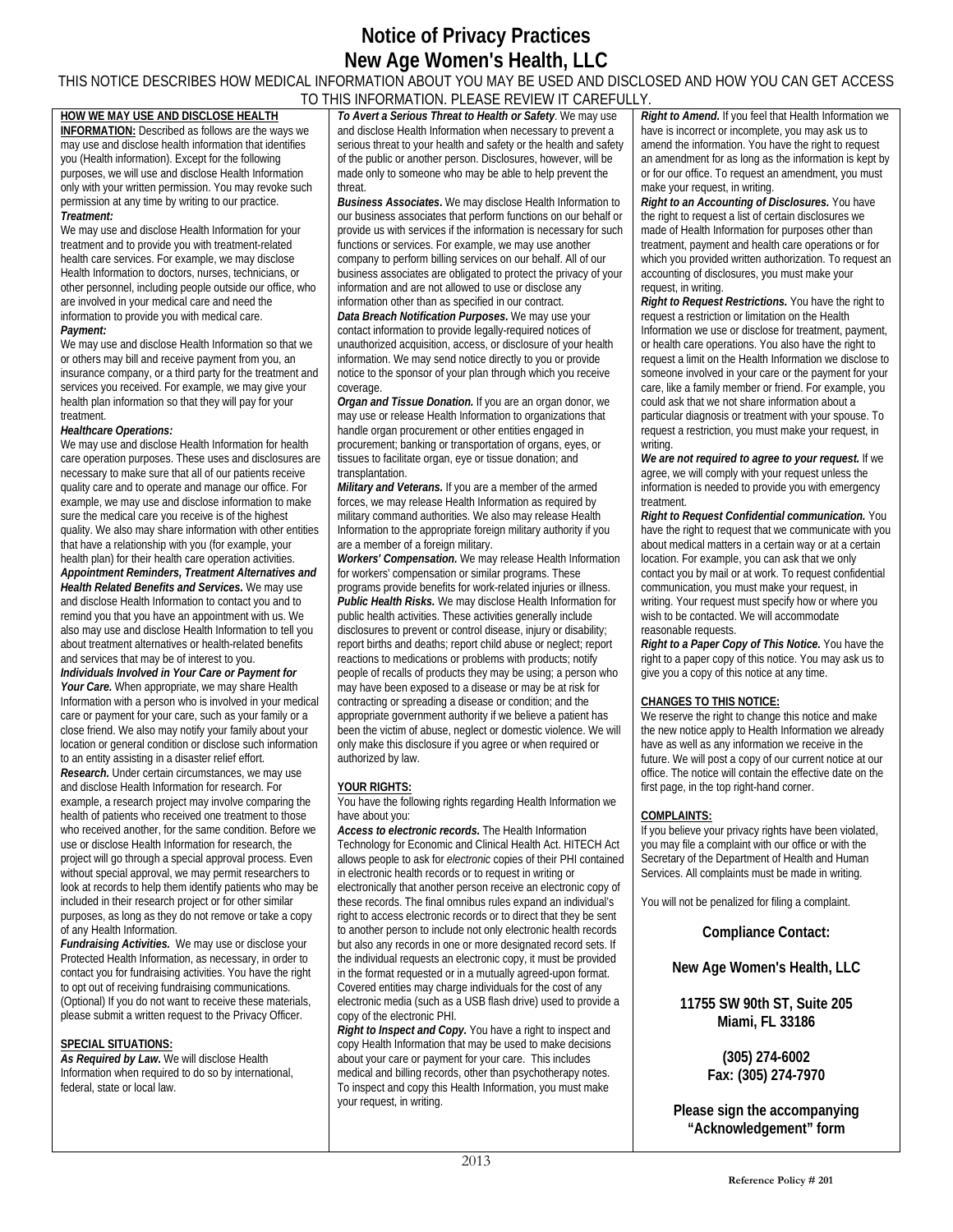# Notice of Privacy Practices
# New Age Women's Health, LLC

THIS NOTICE DESCRIBES HOW MEDICAL INFORMATION ABOUT YOU MAY BE USED AND DISCLOSED AND HOW YOU CAN GET ACCESS TO THIS INFORMATION. PLEASE REVIEW IT CAREFULLY.

**HOW WE MAY USE AND DISCLOSE HEALTH INFORMATION:** Described as follows are the ways we may use and disclose health information that identifies you (Health information). Except for the following purposes, we will use and disclose Health Information only with your written permission. You may revoke such permission at any time by writing to our practice.

***Treatment:***
We may use and disclose Health Information for your treatment and to provide you with treatment-related health care services. For example, we may disclose Health Information to doctors, nurses, technicians, or other personnel, including people outside our office, who are involved in your medical care and need the information to provide you with medical care.

***Payment:***
We may use and disclose Health Information so that we or others may bill and receive payment from you, an insurance company, or a third party for the treatment and services you received. For example, we may give your health plan information so that they will pay for your treatment.

***Healthcare Operations:***
We may use and disclose Health Information for health care operation purposes. These uses and disclosures are necessary to make sure that all of our patients receive quality care and to operate and manage our office. For example, we may use and disclose information to make sure the medical care you receive is of the highest quality. We also may share information with other entities that have a relationship with you (for example, your health plan) for their health care operation activities.

***Appointment Reminders, Treatment Alternatives and Health Related Benefits and Services.*** We may use and disclose Health Information to contact you and to remind you that you have an appointment with us. We also may use and disclose Health Information to tell you about treatment alternatives or health-related benefits and services that may be of interest to you.

***Individuals Involved in Your Care or Payment for Your Care.*** When appropriate, we may share Health Information with a person who is involved in your medical care or payment for your care, such as your family or a close friend. We also may notify your family about your location or general condition or disclose such information to an entity assisting in a disaster relief effort.

***Research.*** Under certain circumstances, we may use and disclose Health Information for research. For example, a research project may involve comparing the health of patients who received one treatment to those who received another, for the same condition. Before we use or disclose Health Information for research, the project will go through a special approval process. Even without special approval, we may permit researchers to look at records to help them identify patients who may be included in their research project or for other similar purposes, as long as they do not remove or take a copy of any Health Information.

***Fundraising Activities.*** We may use or disclose your Protected Health Information, as necessary, in order to contact you for fundraising activities. You have the right to opt out of receiving fundraising communications. (Optional) If you do not want to receive these materials, please submit a written request to the Privacy Officer.

**SPECIAL SITUATIONS:**

***As Required by Law.*** We will disclose Health Information when required to do so by international, federal, state or local law.

***To Avert a Serious Threat to Health or Safety***. We may use and disclose Health Information when necessary to prevent a serious threat to your health and safety or the health and safety of the public or another person. Disclosures, however, will be made only to someone who may be able to help prevent the threat.

***Business Associates.*** We may disclose Health Information to our business associates that perform functions on our behalf or provide us with services if the information is necessary for such functions or services. For example, we may use another company to perform billing services on our behalf. All of our business associates are obligated to protect the privacy of your information and are not allowed to use or disclose any information other than as specified in our contract.

***Data Breach Notification Purposes.*** We may use your contact information to provide legally-required notices of unauthorized acquisition, access, or disclosure of your health information. We may send notice directly to you or provide notice to the sponsor of your plan through which you receive coverage.

***Organ and Tissue Donation.*** If you are an organ donor, we may use or release Health Information to organizations that handle organ procurement or other entities engaged in procurement; banking or transportation of organs, eyes, or tissues to facilitate organ, eye or tissue donation; and transplantation.

***Military and Veterans.*** If you are a member of the armed forces, we may release Health Information as required by military command authorities. We also may release Health Information to the appropriate foreign military authority if you are a member of a foreign military.

***Workers' Compensation.*** We may release Health Information for workers' compensation or similar programs. These programs provide benefits for work-related injuries or illness.

***Public Health Risks.*** We may disclose Health Information for public health activities. These activities generally include disclosures to prevent or control disease, injury or disability; report births and deaths; report child abuse or neglect; report reactions to medications or problems with products; notify people of recalls of products they may be using; a person who may have been exposed to a disease or may be at risk for contracting or spreading a disease or condition; and the appropriate government authority if we believe a patient has been the victim of abuse, neglect or domestic violence. We will only make this disclosure if you agree or when required or authorized by law.

**YOUR RIGHTS:**

You have the following rights regarding Health Information we have about you:

***Access to electronic records.*** The Health Information Technology for Economic and Clinical Health Act. HITECH Act allows people to ask for *electronic* copies of their PHI contained in electronic health records or to request in writing or electronically that another person receive an electronic copy of these records. The final omnibus rules expand an individual's right to access electronic records or to direct that they be sent to another person to include not only electronic health records but also any records in one or more designated record sets. If the individual requests an electronic copy, it must be provided in the format requested or in a mutually agreed-upon format. Covered entities may charge individuals for the cost of any electronic media (such as a USB flash drive) used to provide a copy of the electronic PHI.

***Right to Inspect and Copy.*** You have a right to inspect and copy Health Information that may be used to make decisions about your care or payment for your care. This includes medical and billing records, other than psychotherapy notes. To inspect and copy this Health Information, you must make your request, in writing.

***Right to Amend.*** If you feel that Health Information we have is incorrect or incomplete, you may ask us to amend the information. You have the right to request an amendment for as long as the information is kept by or for our office. To request an amendment, you must make your request, in writing.

***Right to an Accounting of Disclosures.*** You have the right to request a list of certain disclosures we made of Health Information for purposes other than treatment, payment and health care operations or for which you provided written authorization. To request an accounting of disclosures, you must make your request, in writing.

***Right to Request Restrictions.*** You have the right to request a restriction or limitation on the Health Information we use or disclose for treatment, payment, or health care operations. You also have the right to request a limit on the Health Information we disclose to someone involved in your care or the payment for your care, like a family member or friend. For example, you could ask that we not share information about a particular diagnosis or treatment with your spouse. To request a restriction, you must make your request, in writing.

***We are not required to agree to your request.*** If we agree, we will comply with your request unless the information is needed to provide you with emergency treatment.

***Right to Request Confidential communication.*** You have the right to request that we communicate with you about medical matters in a certain way or at a certain location. For example, you can ask that we only contact you by mail or at work. To request confidential communication, you must make your request, in writing. Your request must specify how or where you wish to be contacted. We will accommodate reasonable requests.

***Right to a Paper Copy of This Notice.*** You have the right to a paper copy of this notice. You may ask us to give you a copy of this notice at any time.

**CHANGES TO THIS NOTICE:**

We reserve the right to change this notice and make the new notice apply to Health Information we already have as well as any information we receive in the future. We will post a copy of our current notice at our office. The notice will contain the effective date on the first page, in the top right-hand corner.

**COMPLAINTS:**

If you believe your privacy rights have been violated, you may file a complaint with our office or with the Secretary of the Department of Health and Human Services. All complaints must be made in writing.

You will not be penalized for filing a complaint.

**Compliance Contact:**

**New Age Women's Health, LLC**

**11755 SW 90th ST, Suite 205**
**Miami, FL 33186**

**(305) 274-6002**
**Fax: (305) 274-7970**

**Please sign the accompanying "Acknowledgement" form**

2013

**Reference Policy # 201**